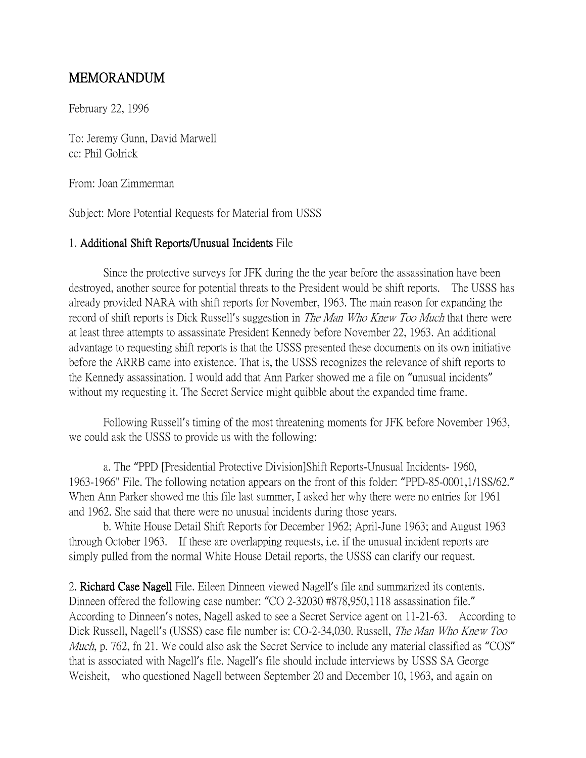# MEMORANDUM

February 22, 1996

To: Jeremy Gunn, David Marwell
cc: Phil Golrick

From: Joan Zimmerman

Subject: More Potential Requests for Material from USSS

1. **Additional Shift Reports/Unusual Incidents** File

Since the protective surveys for JFK during the the year before the assassination have been destroyed, another source for potential threats to the President would be shift reports. The USSS has already provided NARA with shift reports for November, 1963. The main reason for expanding the record of shift reports is Dick Russell's suggestion in *The Man Who Knew Too Much* that there were at least three attempts to assassinate President Kennedy before November 22, 1963. An additional advantage to requesting shift reports is that the USSS presented these documents on its own initiative before the ARRB came into existence. That is, the USSS recognizes the relevance of shift reports to the Kennedy assassination. I would add that Ann Parker showed me a file on "unusual incidents" without my requesting it. The Secret Service might quibble about the expanded time frame.

Following Russell's timing of the most threatening moments for JFK before November 1963, we could ask the USSS to provide us with the following:

a. The "PPD [Presidential Protective Division]Shift Reports-Unusual Incidents- 1960, 1963-1966" File. The following notation appears on the front of this folder: "PPD-85-0001,1/1SS/62." When Ann Parker showed me this file last summer, I asked her why there were no entries for 1961 and 1962. She said that there were no unusual incidents during those years.

b. White House Detail Shift Reports for December 1962; April-June 1963; and August 1963 through October 1963. If these are overlapping requests, i.e. if the unusual incident reports are simply pulled from the normal White House Detail reports, the USSS can clarify our request.

2. **Richard Case Nagell** File. Eileen Dinneen viewed Nagell's file and summarized its contents. Dinneen offered the following case number: "CO 2-32030 #878,950,1118 assassination file." According to Dinneen's notes, Nagell asked to see a Secret Service agent on 11-21-63. According to Dick Russell, Nagell's (USSS) case file number is: CO-2-34,030. Russell, *The Man Who Knew Too Much*, p. 762, fn 21. We could also ask the Secret Service to include any material classified as "COS" that is associated with Nagell's file. Nagell's file should include interviews by USSS SA George Weisheit, who questioned Nagell between September 20 and December 10, 1963, and again on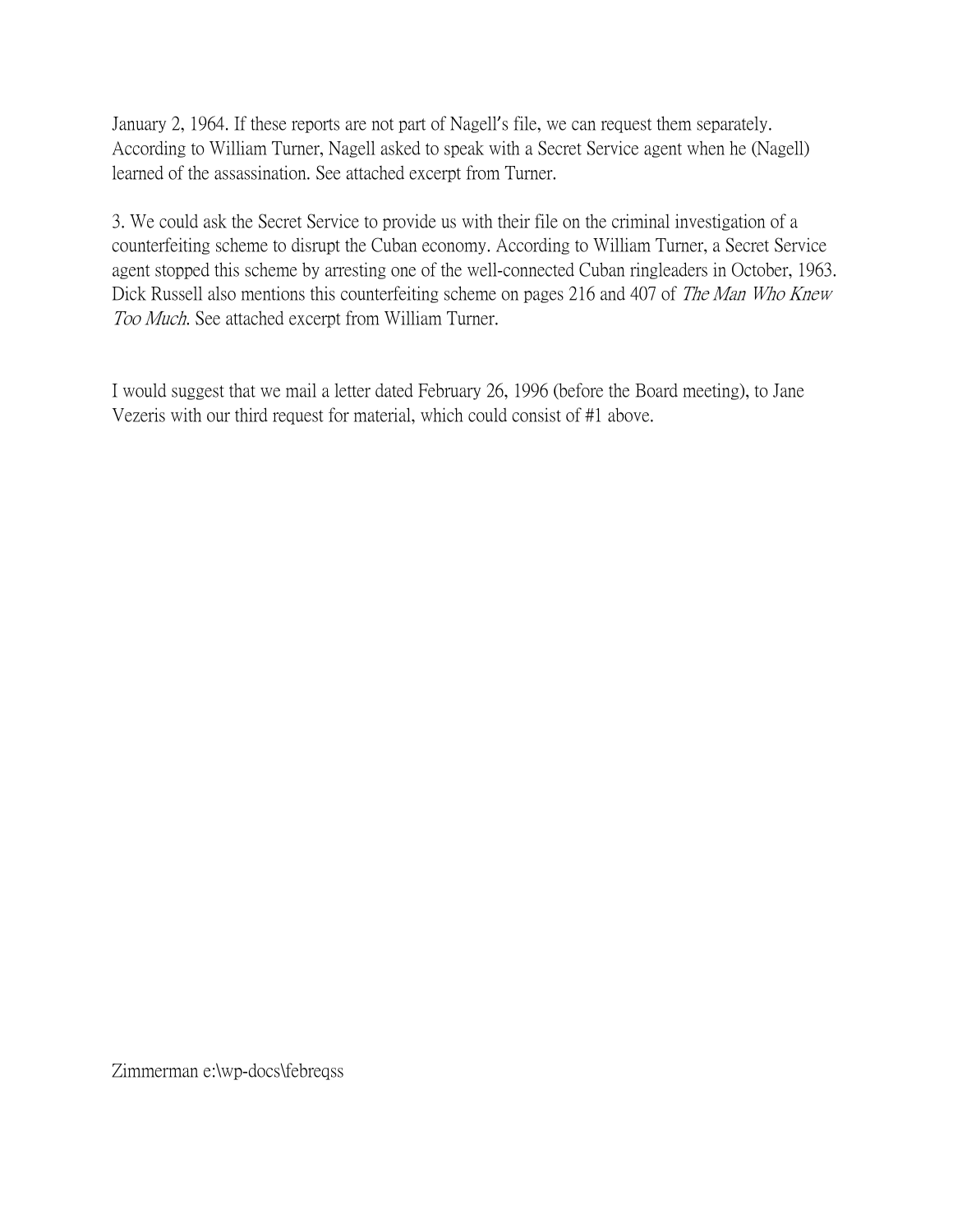January 2, 1964. If these reports are not part of Nagell's file, we can request them separately. According to William Turner, Nagell asked to speak with a Secret Service agent when he (Nagell) learned of the assassination. See attached excerpt from Turner.

3. We could ask the Secret Service to provide us with their file on the criminal investigation of a counterfeiting scheme to disrupt the Cuban economy. According to William Turner, a Secret Service agent stopped this scheme by arresting one of the well-connected Cuban ringleaders in October, 1963. Dick Russell also mentions this counterfeiting scheme on pages 216 and 407 of *The Man Who Knew Too Much*. See attached excerpt from William Turner.

I would suggest that we mail a letter dated February 26, 1996 (before the Board meeting), to Jane Vezeris with our third request for material, which could consist of #1 above.

Zimmerman e:\wp-docs\febreqss